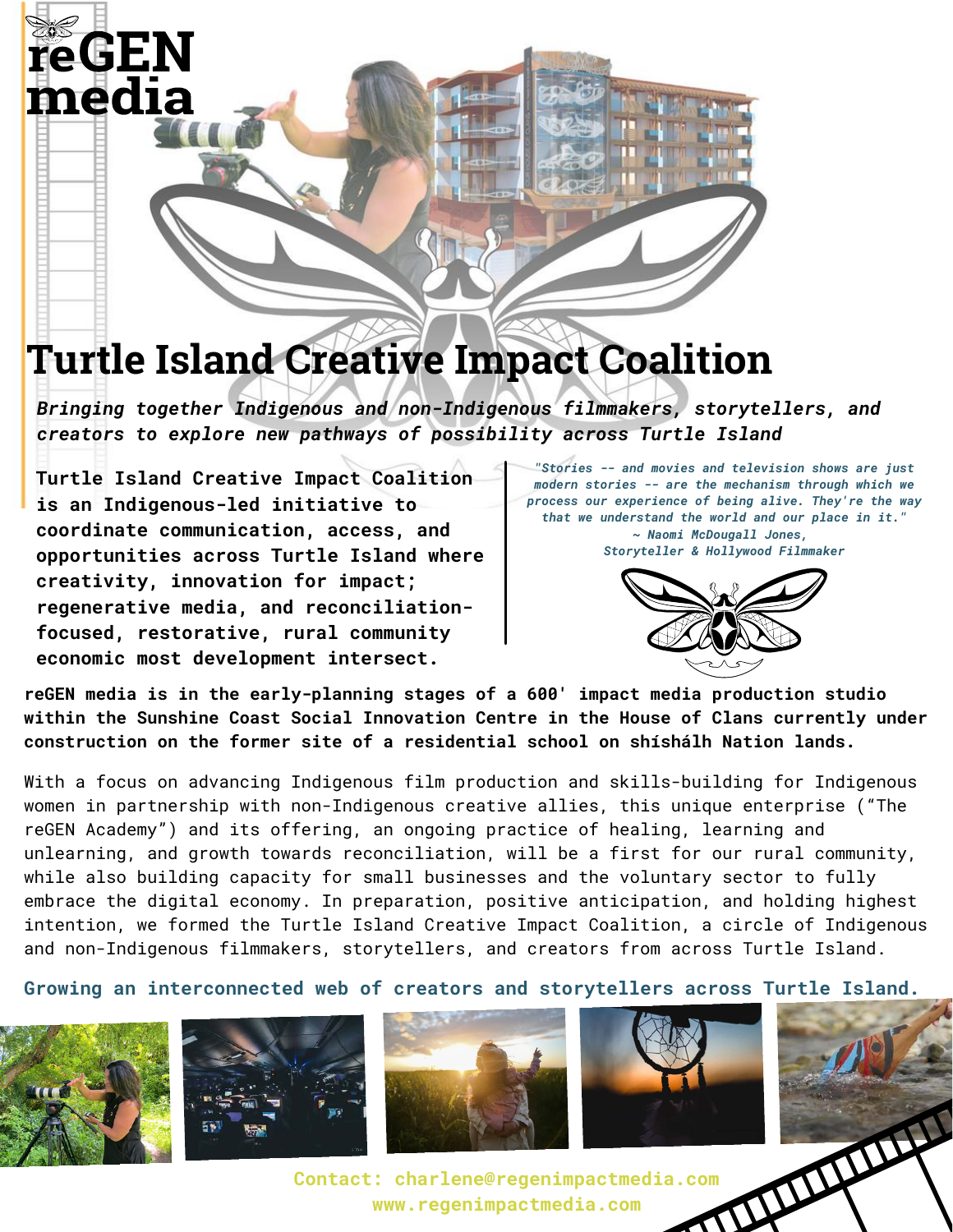# reGEN media

# Turtle Island Creative Impact Coalition

*Bringing together Indigenous and non-Indigenous filmmakers, storytellers, and creators to explore new pathways of possibility across Turtle Island*

**Turtle Island Creative Impact Coalition is an Indigenous-led initiative to coordinate communication, access, and opportunities across Turtle Island where creativity, innovation for impact; regenerative media, and reconciliation-focused, restorative, rural community economic most development intersect.**

*"Stories -- and movies and television shows are just modern stories -- are the mechanism through which we process our experience of being alive. They're the way that we understand the world and our place in it."*
*~ Naomi McDougall Jones,*
*Storyteller & Hollywood Filmmaker*

**reGEN media is in the early-planning stages of a 600' impact media production studio within the Sunshine Coast Social Innovation Centre in the House of Clans currently under construction on the former site of a residential school on shíshálh Nation lands.**

With a focus on advancing Indigenous film production and skills-building for Indigenous women in partnership with non-Indigenous creative allies, this unique enterprise ("The reGEN Academy") and its offering, an ongoing practice of healing, learning and unlearning, and growth towards reconciliation, will be a first for our rural community, while also building capacity for small businesses and the voluntary sector to fully embrace the digital economy. In preparation, positive anticipation, and holding highest intention, we formed the Turtle Island Creative Impact Coalition, a circle of Indigenous and non-Indigenous filmmakers, storytellers, and creators from across Turtle Island.

**Growing an interconnected web of creators and storytellers across Turtle Island.**

Contact: charlene@regenimpactmedia.com
www.regenimpactmedia.com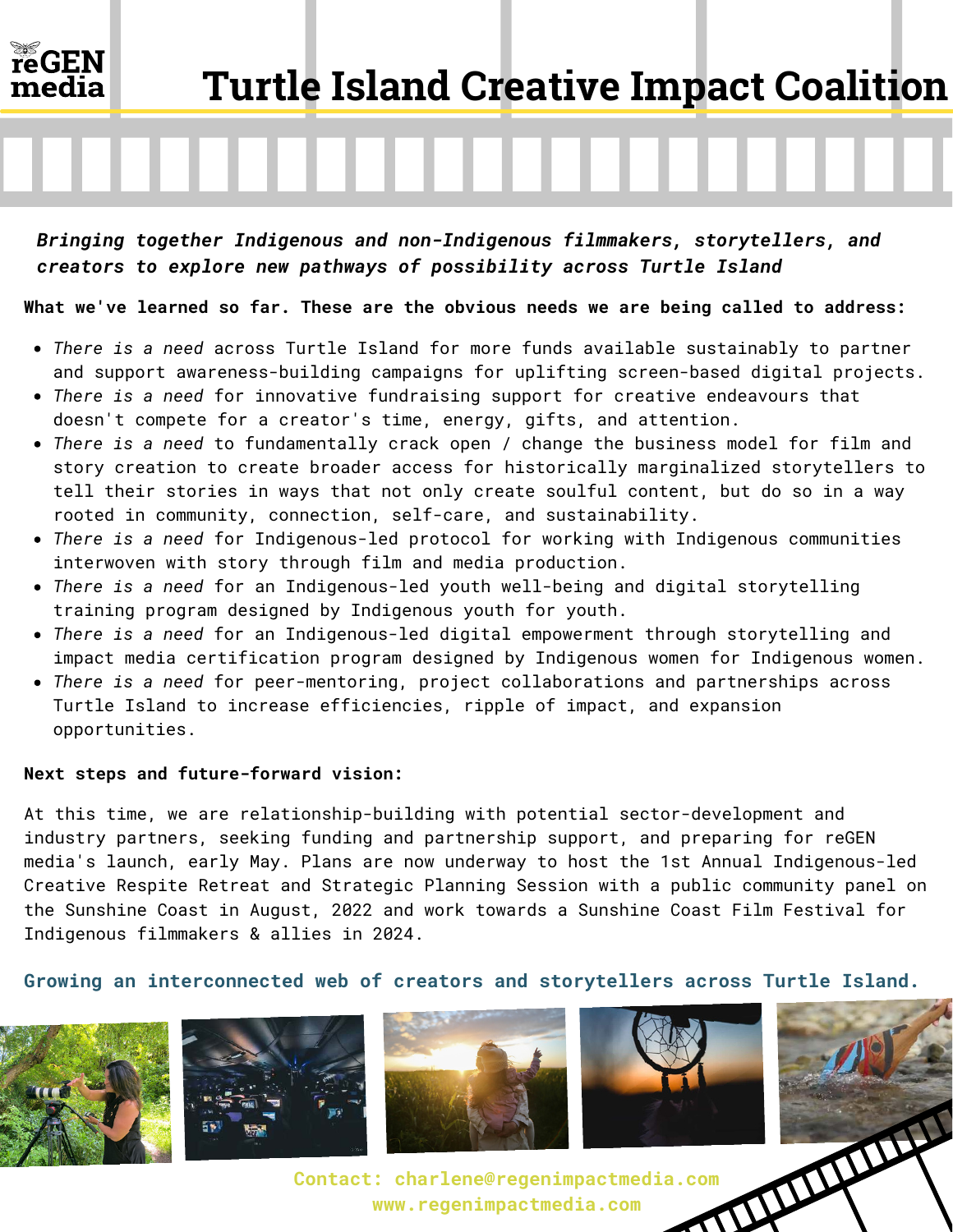reGEN media

# Turtle Island Creative Impact Coalition

***Bringing together Indigenous and non-Indigenous filmmakers, storytellers, and creators to explore new pathways of possibility across Turtle Island***

**What we've learned so far. These are the obvious needs we are being called to address:**

- *There is a need* across Turtle Island for more funds available sustainably to partner and support awareness-building campaigns for uplifting screen-based digital projects.
- *There is a need* for innovative fundraising support for creative endeavours that doesn't compete for a creator's time, energy, gifts, and attention.
- *There is a need* to fundamentally crack open / change the business model for film and story creation to create broader access for historically marginalized storytellers to tell their stories in ways that not only create soulful content, but do so in a way rooted in community, connection, self-care, and sustainability.
- *There is a need* for Indigenous-led protocol for working with Indigenous communities interwoven with story through film and media production.
- *There is a need* for an Indigenous-led youth well-being and digital storytelling training program designed by Indigenous youth for youth.
- *There is a need* for an Indigenous-led digital empowerment through storytelling and impact media certification program designed by Indigenous women for Indigenous women.
- *There is a need* for peer-mentoring, project collaborations and partnerships across Turtle Island to increase efficiencies, ripple of impact, and expansion opportunities.

**Next steps and future-forward vision:**

At this time, we are relationship-building with potential sector-development and industry partners, seeking funding and partnership support, and preparing for reGEN media's launch, early May. Plans are now underway to host the 1st Annual Indigenous-led Creative Respite Retreat and Strategic Planning Session with a public community panel on the Sunshine Coast in August, 2022 and work towards a Sunshine Coast Film Festival for Indigenous filmmakers & allies in 2024.

**Growing an interconnected web of creators and storytellers across Turtle Island.**

Contact: charlene@regenimpactmedia.com
www.regenimpactmedia.com